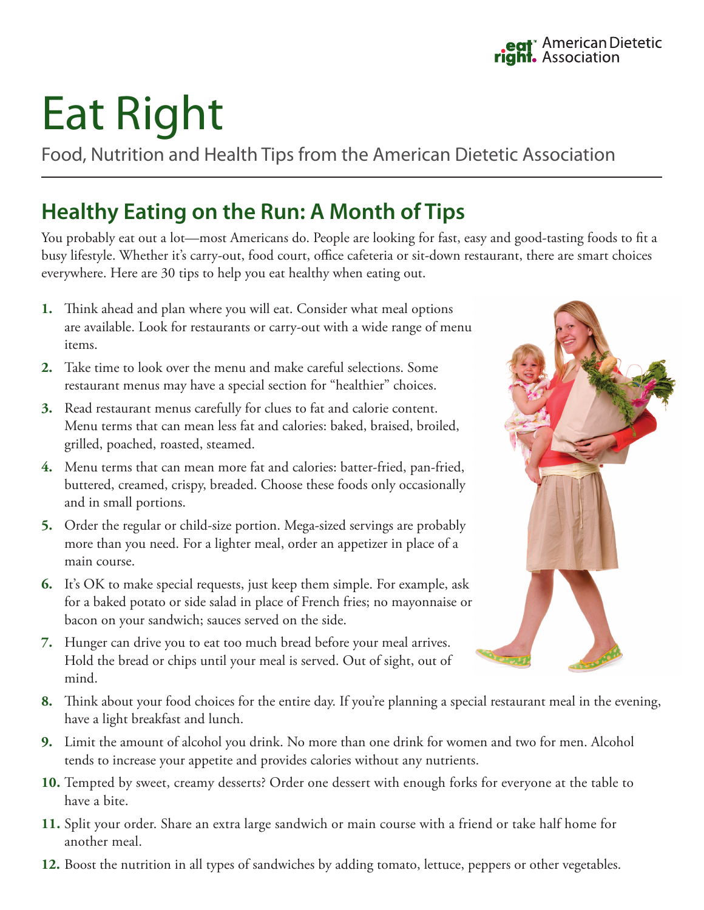# Eat Right

Food, Nutrition and Health Tips from the American Dietetic Association

## Healthy Eating on the Run: A Month of Tips

You probably eat out a lot—most Americans do. People are looking for fast, easy and good-tasting foods to fit a busy lifestyle. Whether it's carry-out, food court, office cafeteria or sit-down restaurant, there are smart choices everywhere. Here are 30 tips to help you eat healthy when eating out.

1. Think ahead and plan where you will eat. Consider what meal options are available. Look for restaurants or carry-out with a wide range of menu items.
2. Take time to look over the menu and make careful selections. Some restaurant menus may have a special section for "healthier" choices.
3. Read restaurant menus carefully for clues to fat and calorie content. Menu terms that can mean less fat and calories: baked, braised, broiled, grilled, poached, roasted, steamed.
4. Menu terms that can mean more fat and calories: batter-fried, pan-fried, buttered, creamed, crispy, breaded. Choose these foods only occasionally and in small portions.
5. Order the regular or child-size portion. Mega-sized servings are probably more than you need. For a lighter meal, order an appetizer in place of a main course.
6. It's OK to make special requests, just keep them simple. For example, ask for a baked potato or side salad in place of French fries; no mayonnaise or bacon on your sandwich; sauces served on the side.
7. Hunger can drive you to eat too much bread before your meal arrives. Hold the bread or chips until your meal is served. Out of sight, out of mind.
8. Think about your food choices for the entire day. If you're planning a special restaurant meal in the evening, have a light breakfast and lunch.
9. Limit the amount of alcohol you drink. No more than one drink for women and two for men. Alcohol tends to increase your appetite and provides calories without any nutrients.
10. Tempted by sweet, creamy desserts? Order one dessert with enough forks for everyone at the table to have a bite.
11. Split your order. Share an extra large sandwich or main course with a friend or take half home for another meal.
12. Boost the nutrition in all types of sandwiches by adding tomato, lettuce, peppers or other vegetables.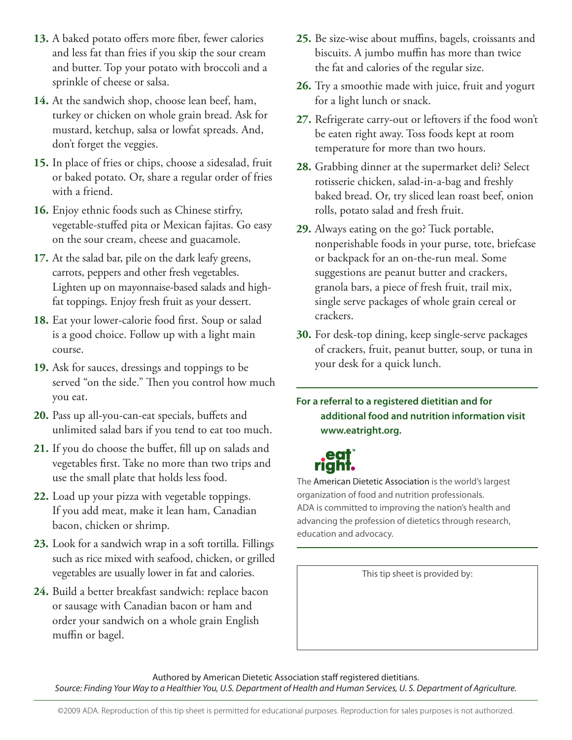**13.** A baked potato offers more fiber, fewer calories and less fat than fries if you skip the sour cream and butter. Top your potato with broccoli and a sprinkle of cheese or salsa.

**14.** At the sandwich shop, choose lean beef, ham, turkey or chicken on whole grain bread. Ask for mustard, ketchup, salsa or lowfat spreads. And, don't forget the veggies.

**15.** In place of fries or chips, choose a sidesalad, fruit or baked potato. Or, share a regular order of fries with a friend.

**16.** Enjoy ethnic foods such as Chinese stirfry, vegetable-stuffed pita or Mexican fajitas. Go easy on the sour cream, cheese and guacamole.

**17.** At the salad bar, pile on the dark leafy greens, carrots, peppers and other fresh vegetables. Lighten up on mayonnaise-based salads and high-fat toppings. Enjoy fresh fruit as your dessert.

**18.** Eat your lower-calorie food first. Soup or salad is a good choice. Follow up with a light main course.

**19.** Ask for sauces, dressings and toppings to be served "on the side." Then you control how much you eat.

**20.** Pass up all-you-can-eat specials, buffets and unlimited salad bars if you tend to eat too much.

**21.** If you do choose the buffet, fill up on salads and vegetables first. Take no more than two trips and use the small plate that holds less food.

**22.** Load up your pizza with vegetable toppings. If you add meat, make it lean ham, Canadian bacon, chicken or shrimp.

**23.** Look for a sandwich wrap in a soft tortilla. Fillings such as rice mixed with seafood, chicken, or grilled vegetables are usually lower in fat and calories.

**24.** Build a better breakfast sandwich: replace bacon or sausage with Canadian bacon or ham and order your sandwich on a whole grain English muffin or bagel.

**25.** Be size-wise about muffins, bagels, croissants and biscuits. A jumbo muffin has more than twice the fat and calories of the regular size.

**26.** Try a smoothie made with juice, fruit and yogurt for a light lunch or snack.

**27.** Refrigerate carry-out or leftovers if the food won't be eaten right away. Toss foods kept at room temperature for more than two hours.

**28.** Grabbing dinner at the supermarket deli? Select rotisserie chicken, salad-in-a-bag and freshly baked bread. Or, try sliced lean roast beef, onion rolls, potato salad and fresh fruit.

**29.** Always eating on the go? Tuck portable, nonperishable foods in your purse, tote, briefcase or backpack for an on-the-run meal. Some suggestions are peanut butter and crackers, granola bars, a piece of fresh fruit, trail mix, single serve packages of whole grain cereal or crackers.

**30.** For desk-top dining, keep single-serve packages of crackers, fruit, peanut butter, soup, or tuna in your desk for a quick lunch.

---

**For a referral to a registered dietitian and for additional food and nutrition information visit www.eatright.org.**

eat right.™

The American Dietetic Association is the world's largest organization of food and nutrition professionals. ADA is committed to improving the nation's health and advancing the profession of dietetics through research, education and advocacy.

---

This tip sheet is provided by:

Authored by American Dietetic Association staff registered dietitians.

*Source: Finding Your Way to a Healthier You, U.S. Department of Health and Human Services, U. S. Department of Agriculture.*

©2009 ADA. Reproduction of this tip sheet is permitted for educational purposes. Reproduction for sales purposes is not authorized.